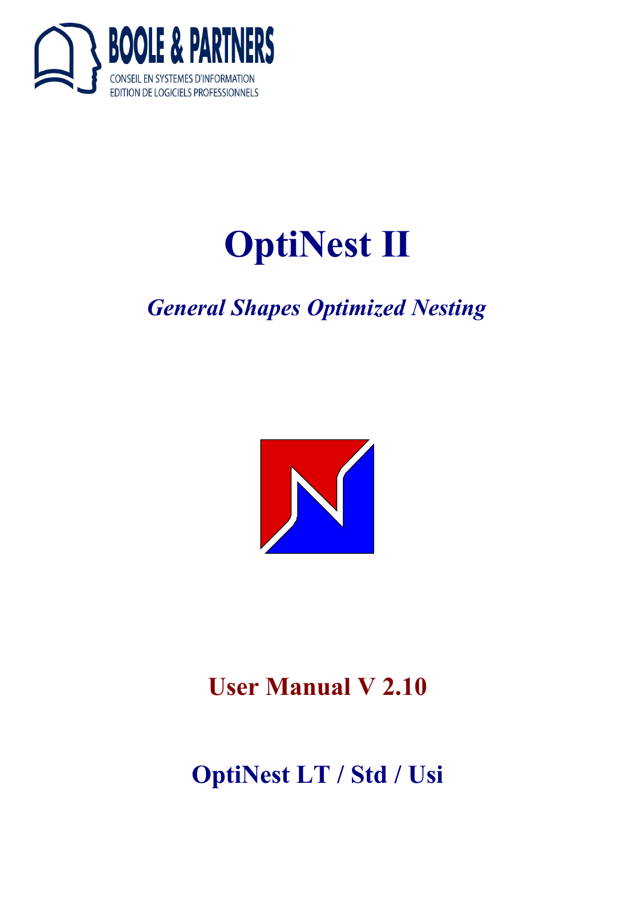BOOLE & PARTNERS

CONSEIL EN SYSTEMES D'INFORMATION
EDITION DE LOGICIELS PROFESSIONNELS

# OptiNest II

## *General Shapes Optimized Nesting*

## User Manual V 2.10

## OptiNest LT / Std / Usi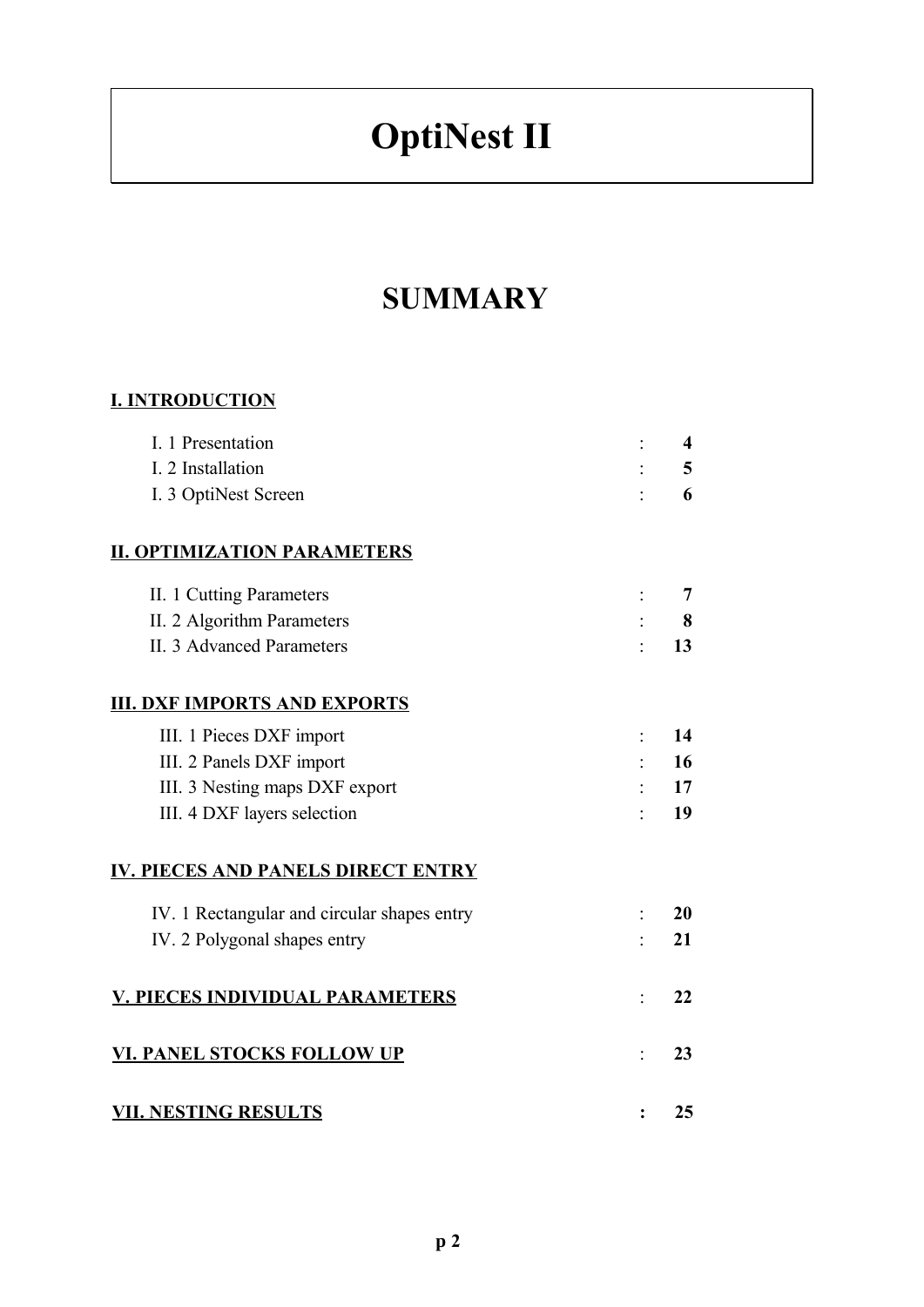# OptiNest II

## SUMMARY

**I. INTRODUCTION**

| | | |
|---|---|---|
| I. 1 Presentation | : | **4** |
| I. 2 Installation | : | **5** |
| I. 3 OptiNest Screen | : | **6** |

**II. OPTIMIZATION PARAMETERS**

| | | |
|---|---|---|
| II. 1 Cutting Parameters | : | **7** |
| II. 2 Algorithm Parameters | : | **8** |
| II. 3 Advanced Parameters | : | **13** |

**III. DXF IMPORTS AND EXPORTS**

| | | |
|---|---|---|
| III. 1 Pieces DXF import | : | **14** |
| III. 2 Panels DXF import | : | **16** |
| III. 3 Nesting maps DXF export | : | **17** |
| III. 4 DXF layers selection | : | **19** |

**IV. PIECES AND PANELS DIRECT ENTRY**

| | | |
|---|---|---|
| IV. 1 Rectangular and circular shapes entry | : | **20** |
| IV. 2 Polygonal shapes entry | : | **21** |

| | | |
|---|---|---|
| **V. PIECES INDIVIDUAL PARAMETERS** | : | **22** |
| **VI. PANEL STOCKS FOLLOW UP** | : | **23** |
| **VII. NESTING RESULTS** | **:** | **25** |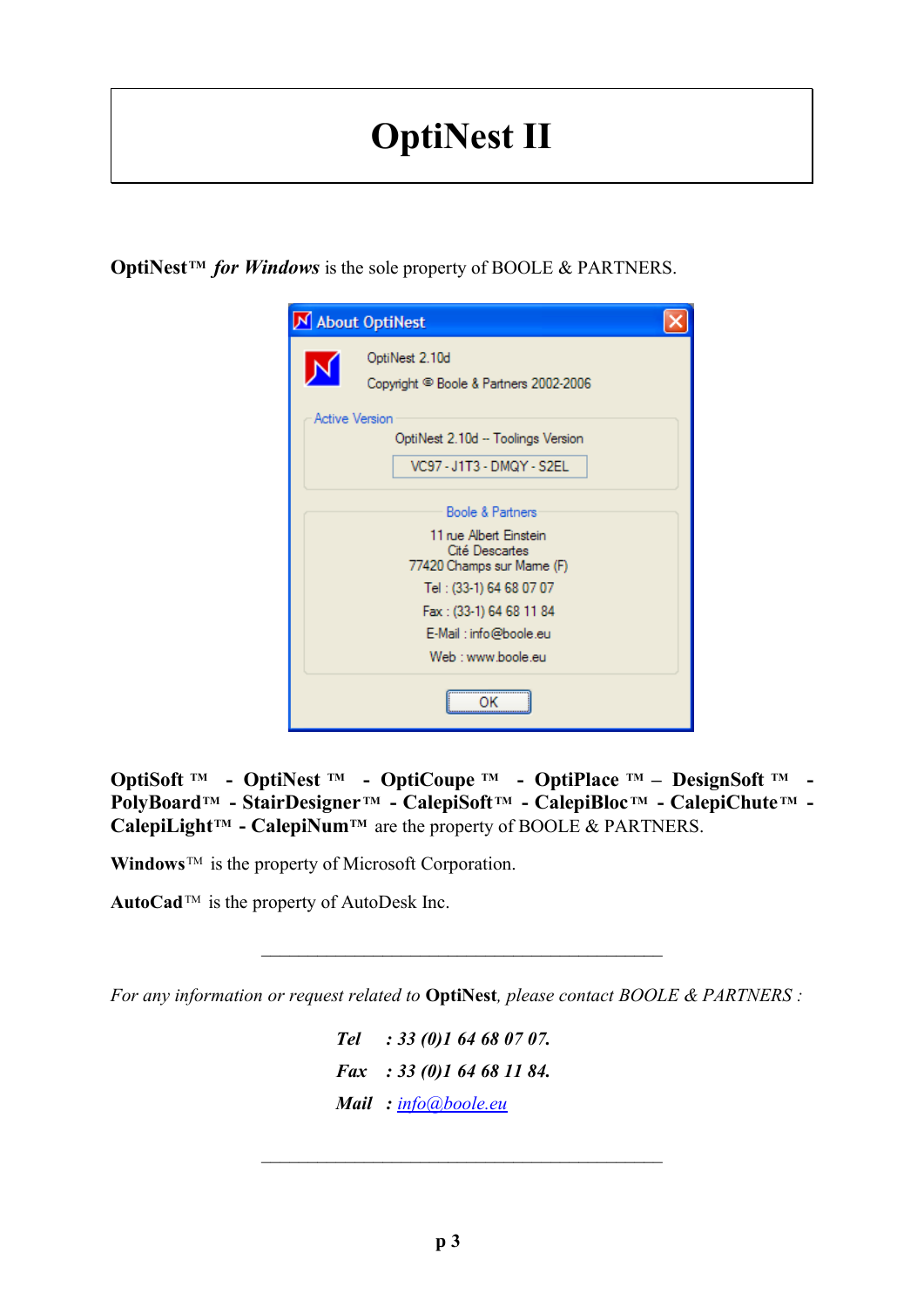# OptiNest II

**OptiNest™ *for Windows*** is the sole property of BOOLE & PARTNERS.

About OptiNest

OptiNest 2.10d

Copyright © Boole & Partners 2002-2006

Active Version

OptiNest 2.10d -- Toolings Version

VC97 - J1T3 - DMQY - S2EL

Boole & Partners

11 rue Albert Einstein
Cité Descartes
77420 Champs sur Marne (F)

Tel : (33-1) 64 68 07 07

Fax : (33-1) 64 68 11 84

E-Mail : info@boole.eu

Web : www.boole.eu

OK

**OptiSoft ™ - OptiNest ™ - OptiCoupe ™ - OptiPlace ™ – DesignSoft ™ - PolyBoard™ - StairDesigner™ - CalepiSoft™ - CalepiBloc™ - CalepiChute™ - CalepiLight™ - CalepiNum™** are the property of BOOLE & PARTNERS.

**Windows**™ is the property of Microsoft Corporation.

**AutoCad**™ is the property of AutoDesk Inc.

---

*For any information or request related to* **OptiNest**, *please contact BOOLE & PARTNERS :*

***Tel : 33 (0)1 64 68 07 07.***

***Fax : 33 (0)1 64 68 11 84.***

***Mail :*** *info@boole.eu*

---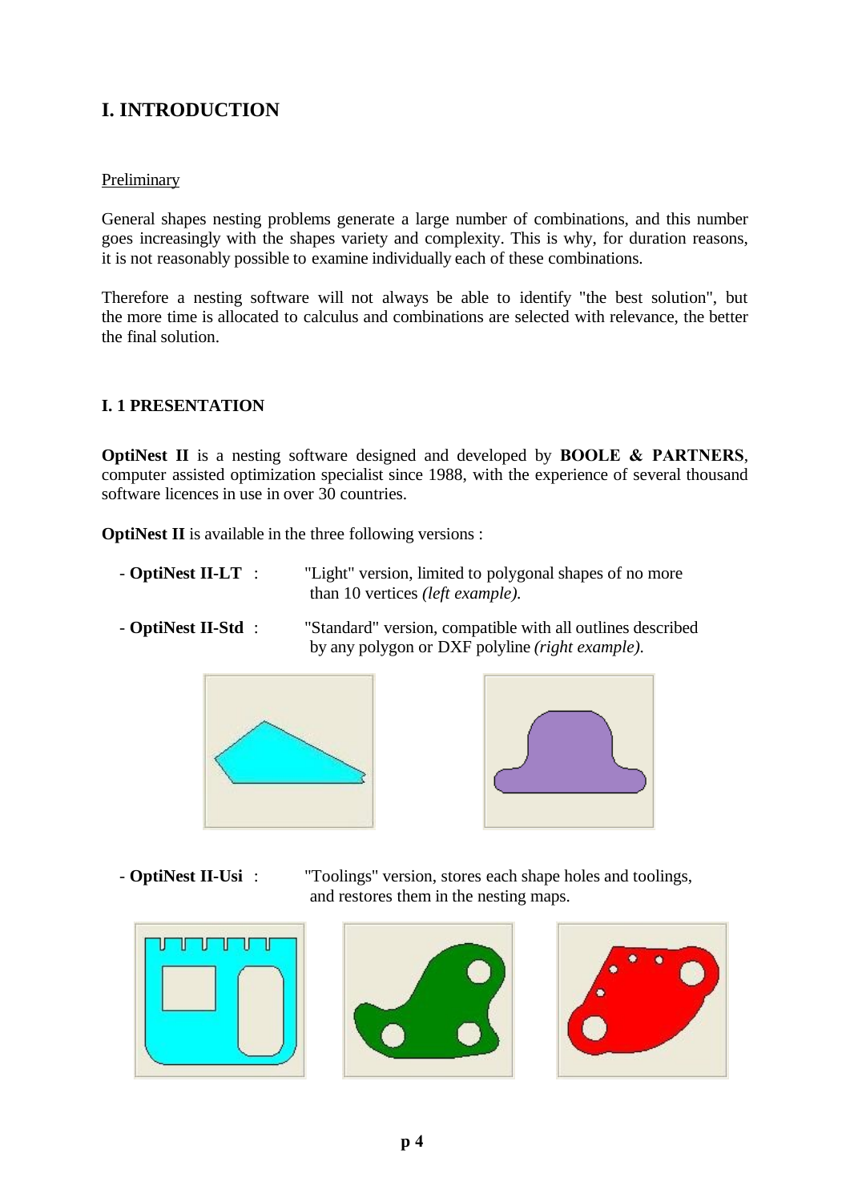# I. INTRODUCTION

Preliminary

General shapes nesting problems generate a large number of combinations, and this number goes increasingly with the shapes variety and complexity. This is why, for duration reasons, it is not reasonably possible to examine individually each of these combinations.

Therefore a nesting software will not always be able to identify "the best solution", but the more time is allocated to calculus and combinations are selected with relevance, the better the final solution.

## I. 1 PRESENTATION

**OptiNest II** is a nesting software designed and developed by **BOOLE & PARTNERS**, computer assisted optimization specialist since 1988, with the experience of several thousand software licences in use in over 30 countries.

**OptiNest II** is available in the three following versions :

- **OptiNest II-LT** : "Light" version, limited to polygonal shapes of no more than 10 vertices *(left example).*
- **OptiNest II-Std** : "Standard" version, compatible with all outlines described by any polygon or DXF polyline *(right example).*
- **OptiNest II-Usi** : "Toolings" version, stores each shape holes and toolings, and restores them in the nesting maps.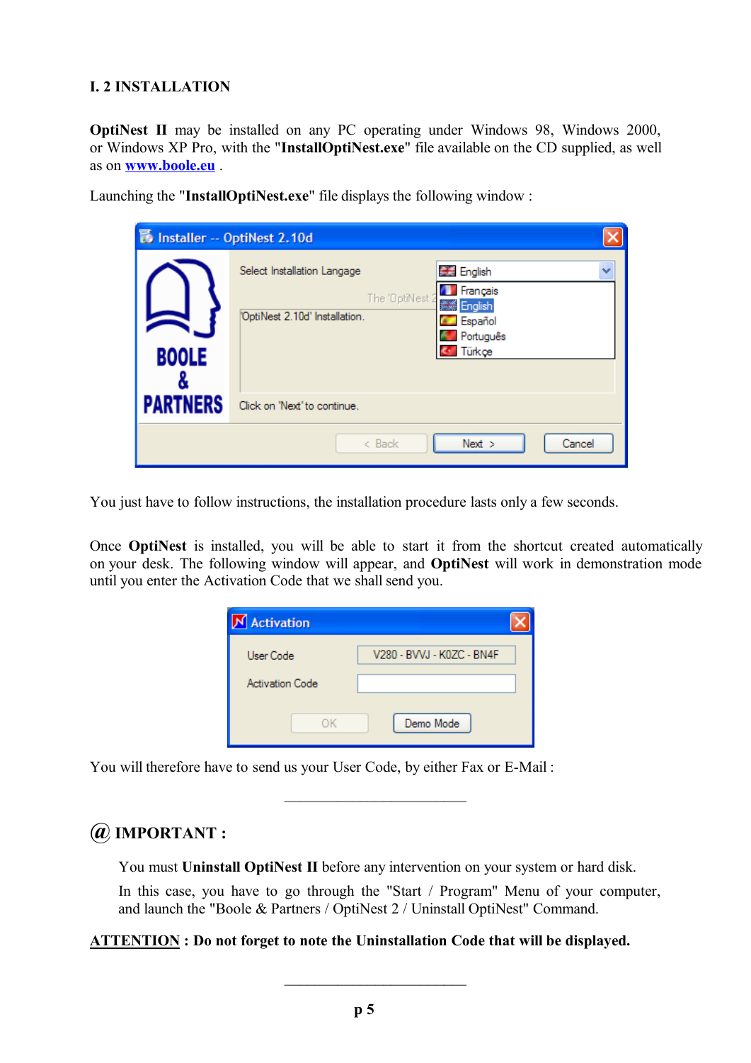## I. 2 INSTALLATION

**OptiNest II** may be installed on any PC operating under Windows 98, Windows 2000, or Windows XP Pro, with the "**InstallOptiNest.exe**" file available on the CD supplied, as well as on **www.boole.eu** .

Launching the "**InstallOptiNest.exe**" file displays the following window :

You just have to follow instructions, the installation procedure lasts only a few seconds.

Once **OptiNest** is installed, you will be able to start it from the shortcut created automatically on your desk. The following window will appear, and **OptiNest** will work in demonstration mode until you enter the Activation Code that we shall send you.

You will therefore have to send us your User Code, by either Fax or E-Mail :

---

**@ IMPORTANT :**

You must **Uninstall OptiNest II** before any intervention on your system or hard disk.

In this case, you have to go through the "Start / Program" Menu of your computer, and launch the "Boole & Partners / OptiNest 2 / Uninstall OptiNest" Command.

**ATTENTION : Do not forget to note the Uninstallation Code that will be displayed.**

---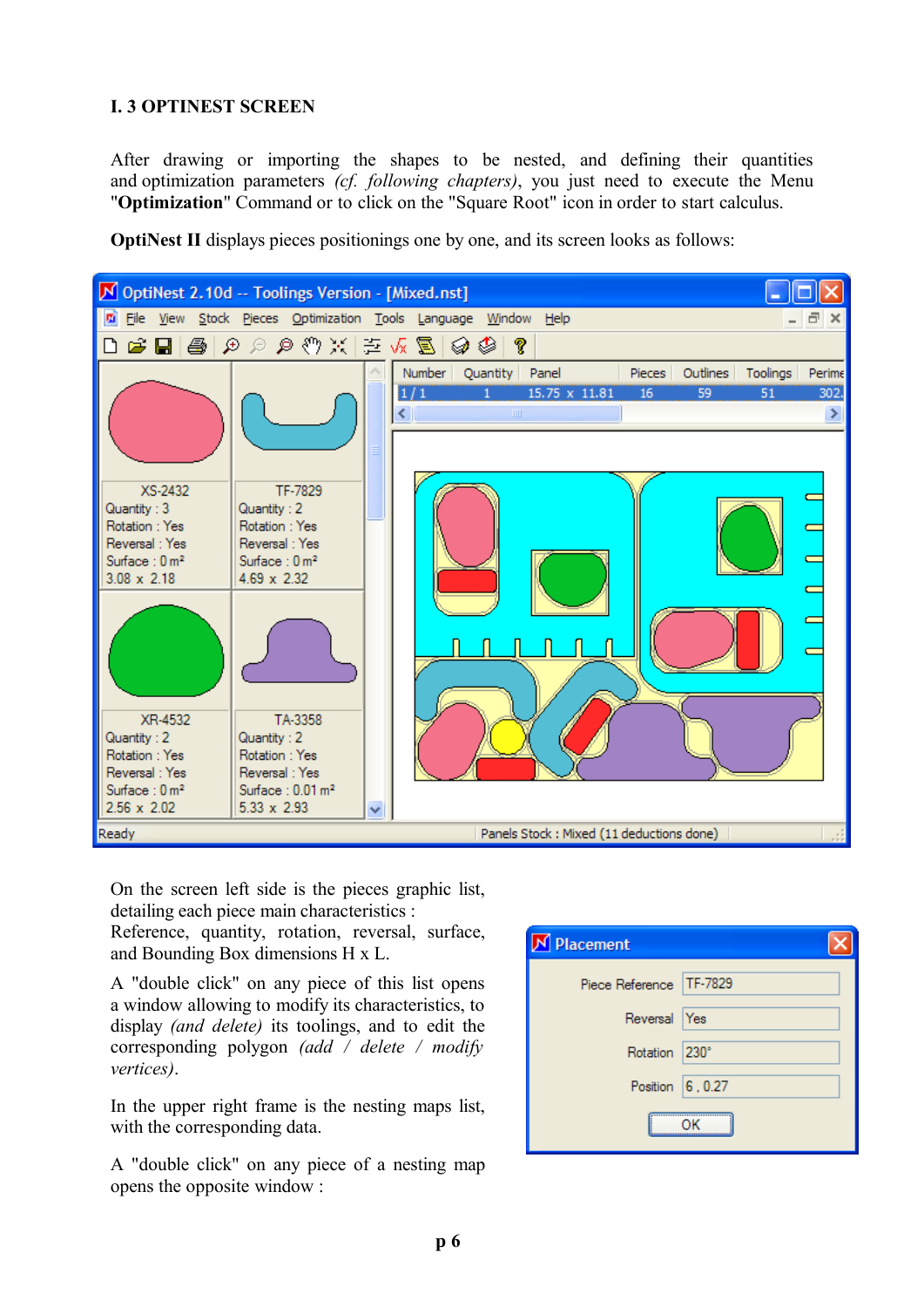## I. 3 OPTINEST SCREEN

After drawing or importing the shapes to be nested, and defining their quantities and optimization parameters *(cf. following chapters)*, you just need to execute the Menu "**Optimization**" Command or to click on the "Square Root" icon in order to start calculus.

**OptiNest II** displays pieces positionings one by one, and its screen looks as follows:

On the screen left side is the pieces graphic list, detailing each piece main characteristics : Reference, quantity, rotation, reversal, surface, and Bounding Box dimensions H x L.

A "double click" on any piece of this list opens a window allowing to modify its characteristics, to display *(and delete)* its toolings, and to edit the corresponding polygon *(add / delete / modify vertices)*.

In the upper right frame is the nesting maps list, with the corresponding data.

A "double click" on any piece of a nesting map opens the opposite window :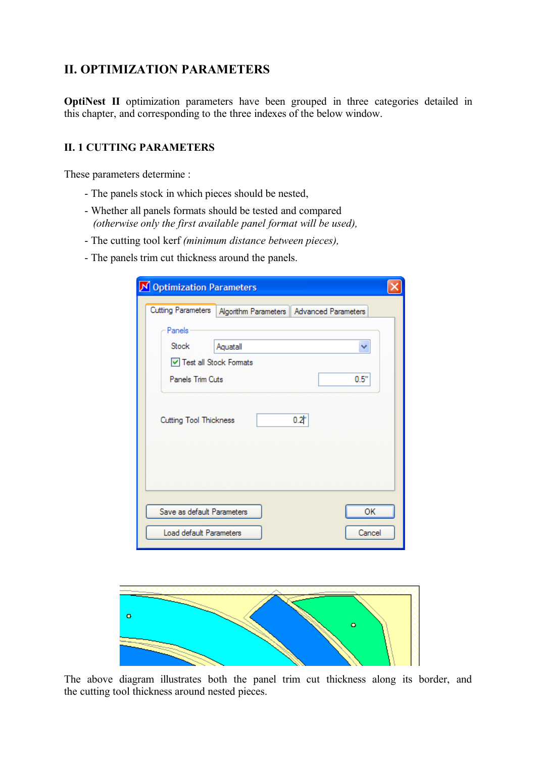# II. OPTIMIZATION PARAMETERS

**OptiNest II** optimization parameters have been grouped in three categories detailed in this chapter, and corresponding to the three indexes of the below window.

## II. 1 CUTTING PARAMETERS

These parameters determine :

- The panels stock in which pieces should be nested,
- Whether all panels formats should be tested and compared *(otherwise only the first available panel format will be used),*
- The cutting tool kerf *(minimum distance between pieces),*
- The panels trim cut thickness around the panels.

The above diagram illustrates both the panel trim cut thickness along its border, and the cutting tool thickness around nested pieces.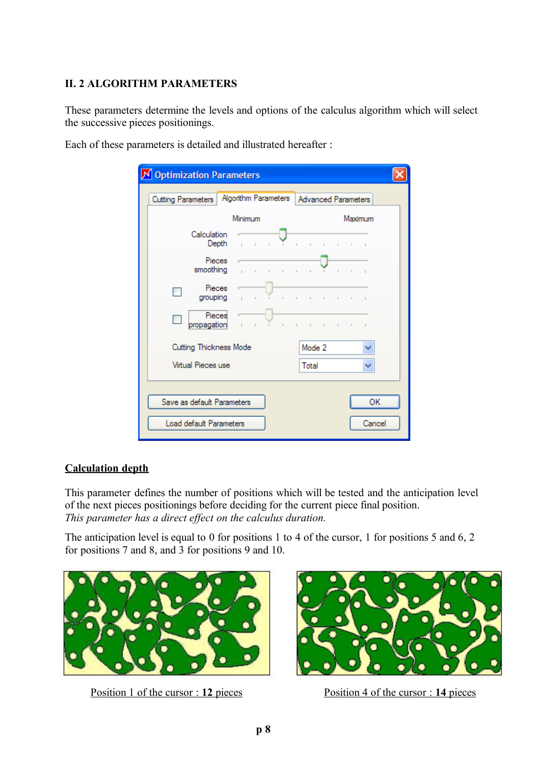## II. 2 ALGORITHM PARAMETERS

These parameters determine the levels and options of the calculus algorithm which will select the successive pieces positionings.

Each of these parameters is detailed and illustrated hereafter :

### Calculation depth

This parameter defines the number of positions which will be tested and the anticipation level of the next pieces positionings before deciding for the current piece final position.
*This parameter has a direct effect on the calculus duration.*

The anticipation level is equal to 0 for positions 1 to 4 of the cursor, 1 for positions 5 and 6, 2 for positions 7 and 8, and 3 for positions 9 and 10.

Position 1 of the cursor : **12** pieces

Position 4 of the cursor : **14** pieces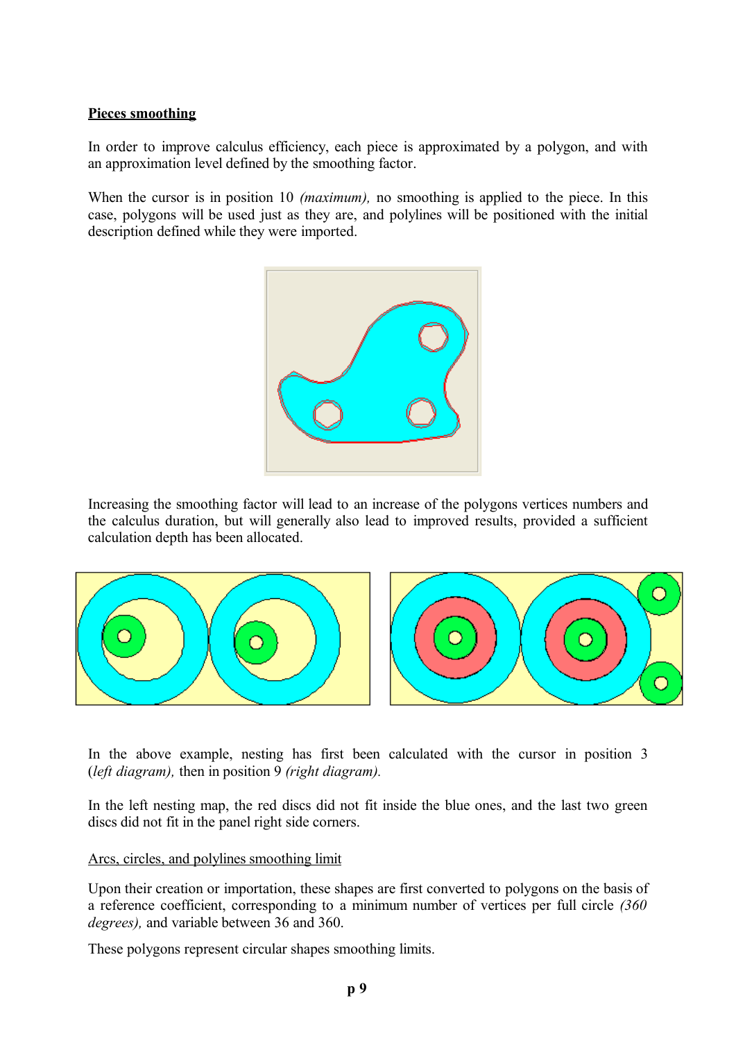**Pieces smoothing**

In order to improve calculus efficiency, each piece is approximated by a polygon, and with an approximation level defined by the smoothing factor.

When the cursor is in position 10 *(maximum),* no smoothing is applied to the piece. In this case, polygons will be used just as they are, and polylines will be positioned with the initial description defined while they were imported.

Increasing the smoothing factor will lead to an increase of the polygons vertices numbers and the calculus duration, but will generally also lead to improved results, provided a sufficient calculation depth has been allocated.

In the above example, nesting has first been calculated with the cursor in position 3 (*left diagram),* then in position 9 *(right diagram).*

In the left nesting map, the red discs did not fit inside the blue ones, and the last two green discs did not fit in the panel right side corners.

Arcs, circles, and polylines smoothing limit

Upon their creation or importation, these shapes are first converted to polygons on the basis of a reference coefficient, corresponding to a minimum number of vertices per full circle *(360 degrees),* and variable between 36 and 360.

These polygons represent circular shapes smoothing limits.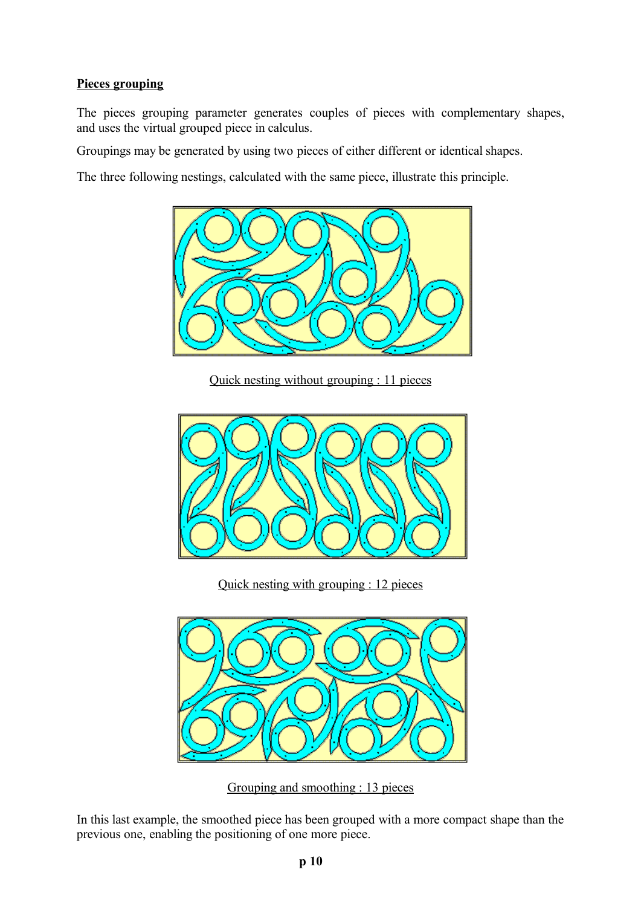**Pieces grouping**

The pieces grouping parameter generates couples of pieces with complementary shapes, and uses the virtual grouped piece in calculus.

Groupings may be generated by using two pieces of either different or identical shapes.

The three following nestings, calculated with the same piece, illustrate this principle.

Quick nesting without grouping : 11 pieces

Quick nesting with grouping : 12 pieces

Grouping and smoothing : 13 pieces

In this last example, the smoothed piece has been grouped with a more compact shape than the previous one, enabling the positioning of one more piece.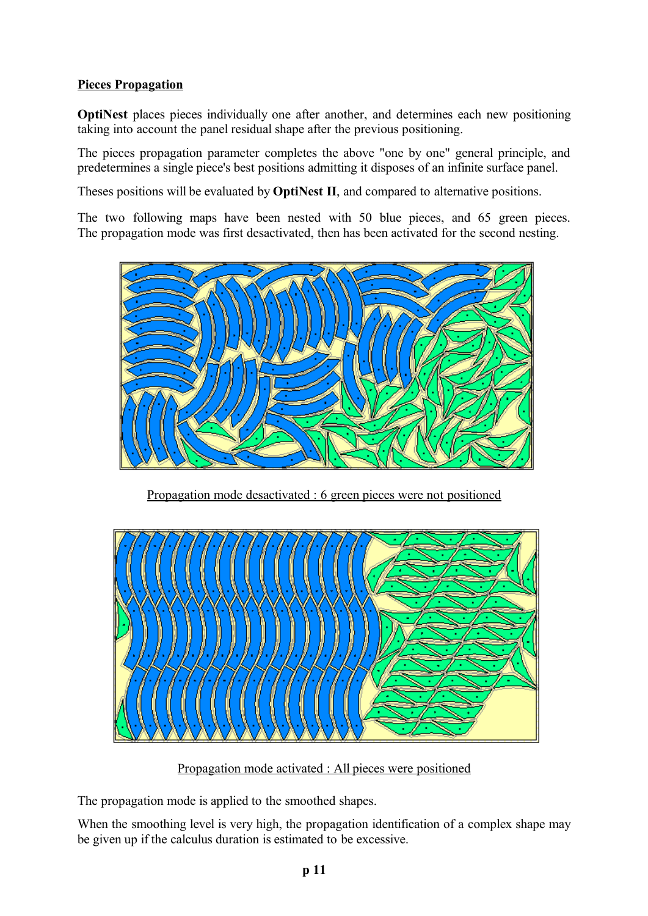**Pieces Propagation**

**OptiNest** places pieces individually one after another, and determines each new positioning taking into account the panel residual shape after the previous positioning.

The pieces propagation parameter completes the above "one by one" general principle, and predetermines a single piece's best positions admitting it disposes of an infinite surface panel.

Theses positions will be evaluated by **OptiNest II**, and compared to alternative positions.

The two following maps have been nested with 50 blue pieces, and 65 green pieces. The propagation mode was first desactivated, then has been activated for the second nesting.

Propagation mode desactivated : 6 green pieces were not positioned

Propagation mode activated : All pieces were positioned

The propagation mode is applied to the smoothed shapes.

When the smoothing level is very high, the propagation identification of a complex shape may be given up if the calculus duration is estimated to be excessive.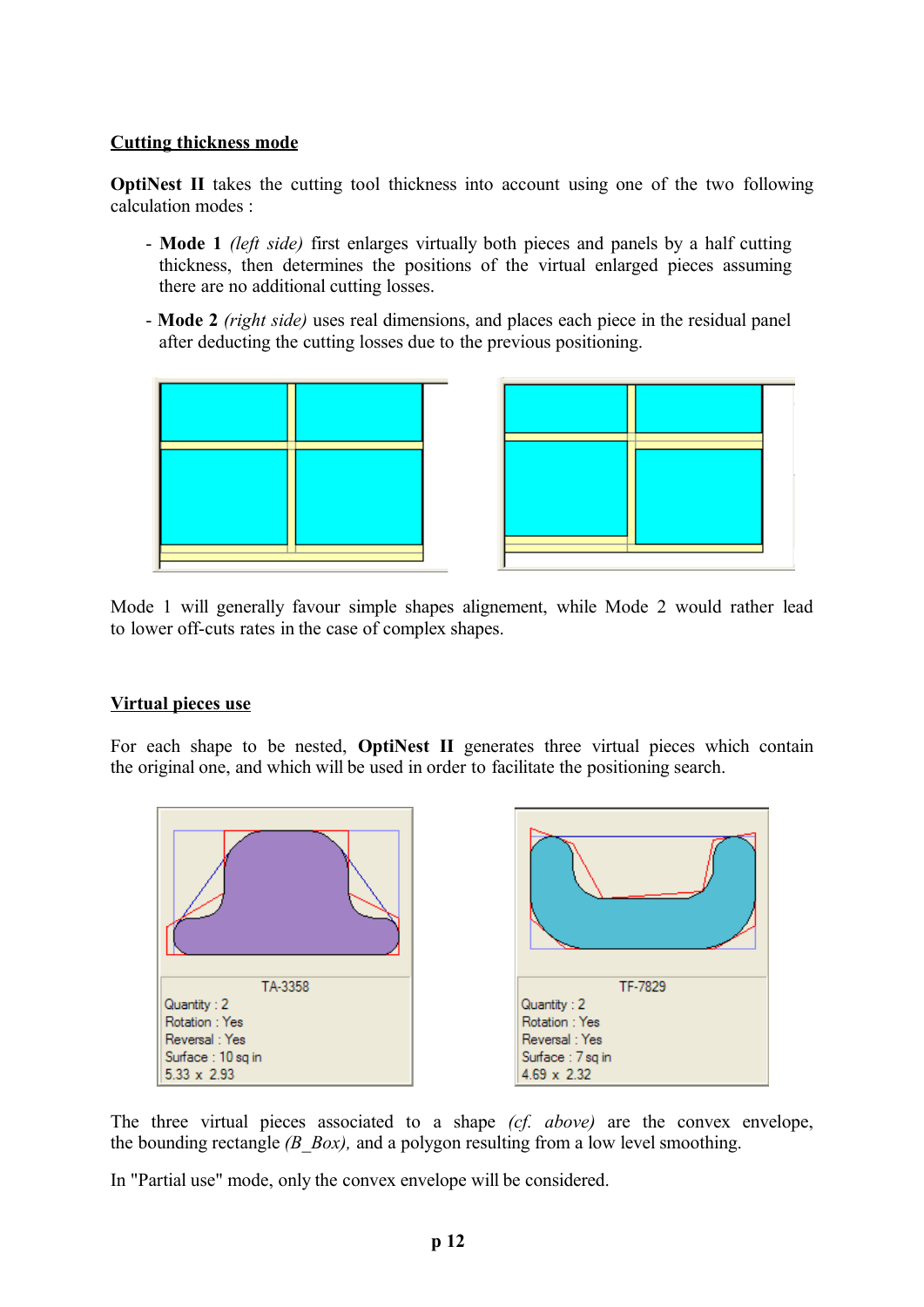## Cutting thickness mode

**OptiNest II** takes the cutting tool thickness into account using one of the two following calculation modes :

- **Mode 1** *(left side)* first enlarges virtually both pieces and panels by a half cutting thickness, then determines the positions of the virtual enlarged pieces assuming there are no additional cutting losses.
- **Mode 2** *(right side)* uses real dimensions, and places each piece in the residual panel after deducting the cutting losses due to the previous positioning.

Mode 1 will generally favour simple shapes alignement, while Mode 2 would rather lead to lower off-cuts rates in the case of complex shapes.

## Virtual pieces use

For each shape to be nested, **OptiNest II** generates three virtual pieces which contain the original one, and which will be used in order to facilitate the positioning search.

TA-3358
Quantity : 2
Rotation : Yes
Reversal : Yes
Surface : 10 sq in
5.33 x 2.93

TF-7829
Quantity : 2
Rotation : Yes
Reversal : Yes
Surface : 7 sq in
4.69 x 2.32

The three virtual pieces associated to a shape *(cf. above)* are the convex envelope, the bounding rectangle *(B_Box)*, and a polygon resulting from a low level smoothing.

In "Partial use" mode, only the convex envelope will be considered.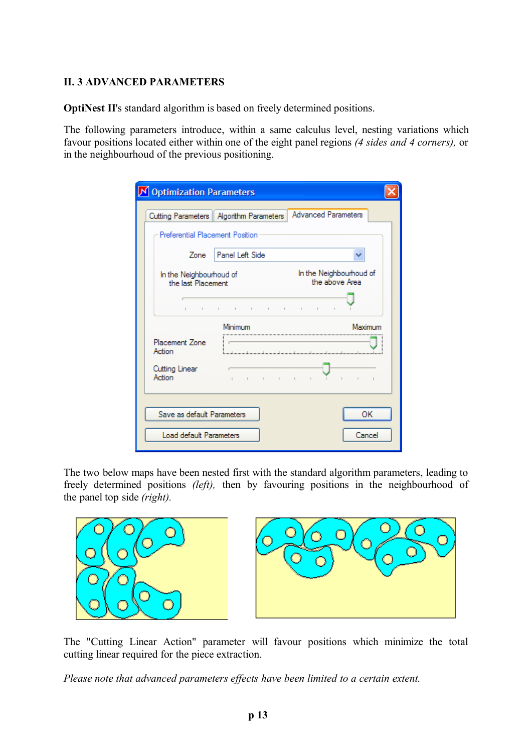## II. 3 ADVANCED PARAMETERS

**OptiNest II**'s standard algorithm is based on freely determined positions.

The following parameters introduce, within a same calculus level, nesting variations which favour positions located either within one of the eight panel regions *(4 sides and 4 corners),* or in the neighbourhood of the previous positioning.

The two below maps have been nested first with the standard algorithm parameters, leading to freely determined positions *(left),* then by favouring positions in the neighbourhood of the panel top side *(right).*

The "Cutting Linear Action" parameter will favour positions which minimize the total cutting linear required for the piece extraction.

*Please note that advanced parameters effects have been limited to a certain extent.*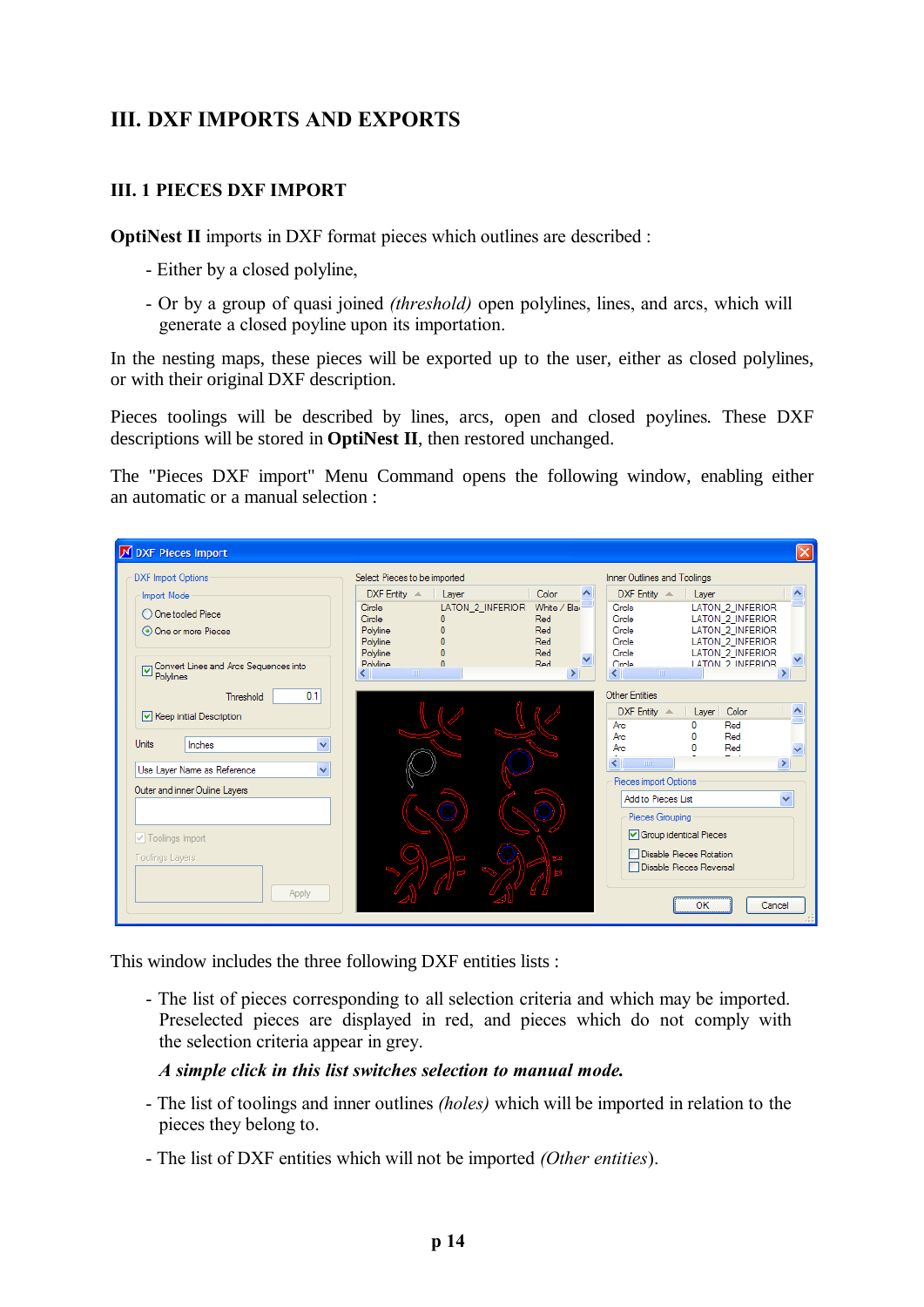# III. DXF IMPORTS AND EXPORTS

## III. 1 PIECES DXF IMPORT

**OptiNest II** imports in DXF format pieces which outlines are described :

- Either by a closed polyline,
- Or by a group of quasi joined *(threshold)* open polylines, lines, and arcs, which will generate a closed poyline upon its importation.

In the nesting maps, these pieces will be exported up to the user, either as closed polylines, or with their original DXF description.

Pieces toolings will be described by lines, arcs, open and closed poylines. These DXF descriptions will be stored in **OptiNest II**, then restored unchanged.

The "Pieces DXF import" Menu Command opens the following window, enabling either an automatic or a manual selection :

This window includes the three following DXF entities lists :

- The list of pieces corresponding to all selection criteria and which may be imported. Preselected pieces are displayed in red, and pieces which do not comply with the selection criteria appear in grey.

  ***A simple click in this list switches selection to manual mode.***

- The list of toolings and inner outlines *(holes)* which will be imported in relation to the pieces they belong to.
- The list of DXF entities which will not be imported *(Other entities*).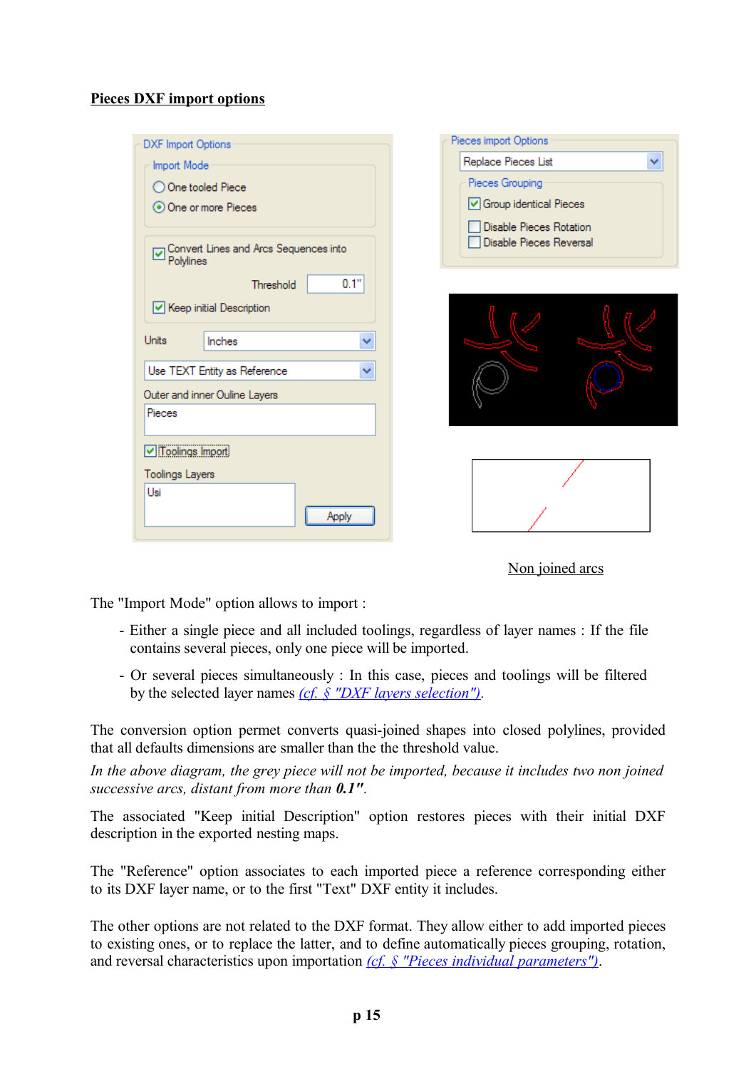## Pieces DXF import options

Non joined arcs

The "Import Mode" option allows to import :

- Either a single piece and all included toolings, regardless of layer names : If the file contains several pieces, only one piece will be imported.
- Or several pieces simultaneously : In this case, pieces and toolings will be filtered by the selected layer names *(cf. § "DXF layers selection")*.

The conversion option permet converts quasi-joined shapes into closed polylines, provided that all defaults dimensions are smaller than the the threshold value.

*In the above diagram, the grey piece will not be imported, because it includes two non joined successive arcs, distant from more than **0.1"**.*

The associated "Keep initial Description" option restores pieces with their initial DXF description in the exported nesting maps.

The "Reference" option associates to each imported piece a reference corresponding either to its DXF layer name, or to the first "Text" DXF entity it includes.

The other options are not related to the DXF format. They allow either to add imported pieces to existing ones, or to replace the latter, and to define automatically pieces grouping, rotation, and reversal characteristics upon importation *(cf. § "Pieces individual parameters")*.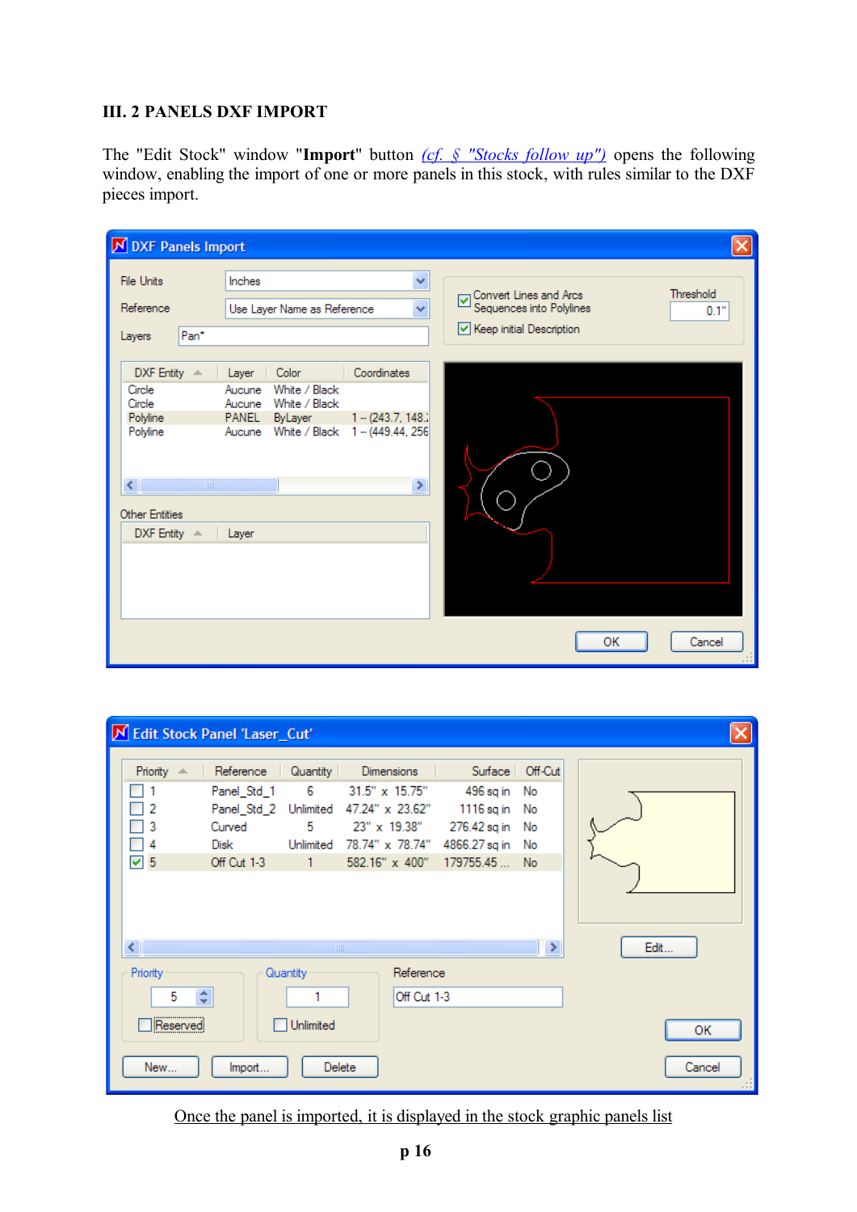### III. 2 PANELS DXF IMPORT

The "Edit Stock" window "**Import**" button *(cf. § "Stocks follow up")* opens the following window, enabling the import of one or more panels in this stock, with rules similar to the DXF pieces import.

Once the panel is imported, it is displayed in the stock graphic panels list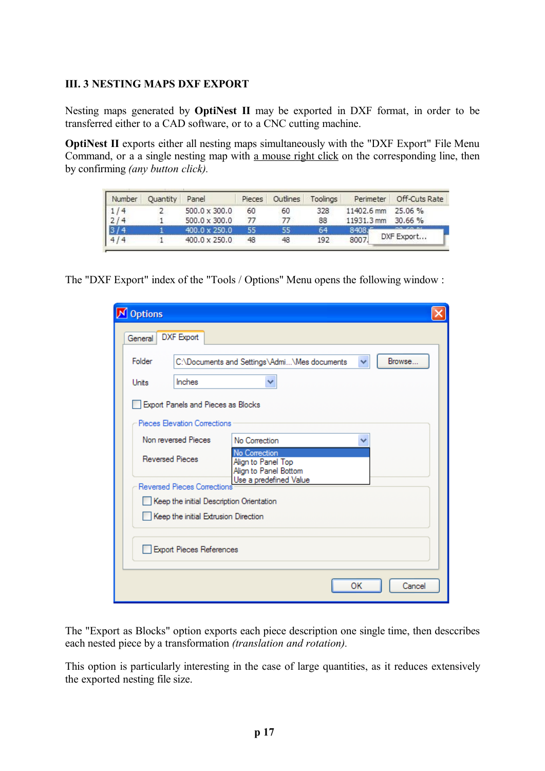### III. 3 NESTING MAPS DXF EXPORT

Nesting maps generated by **OptiNest II** may be exported in DXF format, in order to be transferred either to a CAD software, or to a CNC cutting machine.

**OptiNest II** exports either all nesting maps simultaneously with the "DXF Export" File Menu Command, or a a single nesting map with <u>a mouse right click</u> on the corresponding line, then by confirming *(any button click).*

The "DXF Export" index of the "Tools / Options" Menu opens the following window :

The "Export as Blocks" option exports each piece description one single time, then desccribes each nested piece by a transformation *(translation and rotation).*

This option is particularly interesting in the case of large quantities, as it reduces extensively the exported nesting file size.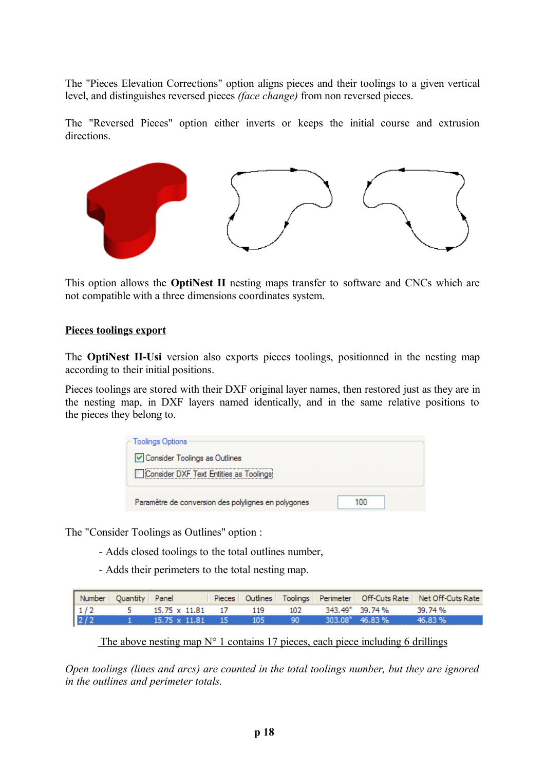The "Pieces Elevation Corrections" option aligns pieces and their toolings to a given vertical level, and distinguishes reversed pieces *(face change)* from non reversed pieces.

The "Reversed Pieces" option either inverts or keeps the initial course and extrusion directions.

This option allows the **OptiNest II** nesting maps transfer to software and CNCs which are not compatible with a three dimensions coordinates system.

## Pieces toolings export

The **OptiNest II-Usi** version also exports pieces toolings, positionned in the nesting map according to their initial positions.

Pieces toolings are stored with their DXF original layer names, then restored just as they are in the nesting map, in DXF layers named identically, and in the same relative positions to the pieces they belong to.

Toolings Options

- [x] Consider Toolings as Outlines
- [ ] Consider DXF Text Entities as Toolings

Paramètre de conversion des polylignes en polygones: 100

The "Consider Toolings as Outlines" option :

- Adds closed toolings to the total outlines number,
- Adds their perimeters to the total nesting map.

| Number | Quantity | Panel | Pieces | Outlines | Toolings | Perimeter | Off-Cuts Rate | Net Off-Cuts Rate |
|---|---|---|---|---|---|---|---|---|
| 1 / 2 | 5 | 15.75 x 11.81 | 17 | 119 | 102 | 343.49" | 39.74 % | 39.74 % |
| 2 / 2 | 1 | 15.75 x 11.81 | 15 | 105 | 90 | 303.08" | 46.83 % | 46.83 % |

The above nesting map N° 1 contains 17 pieces, each piece including 6 drillings

*Open toolings (lines and arcs) are counted in the total toolings number, but they are ignored in the outlines and perimeter totals.*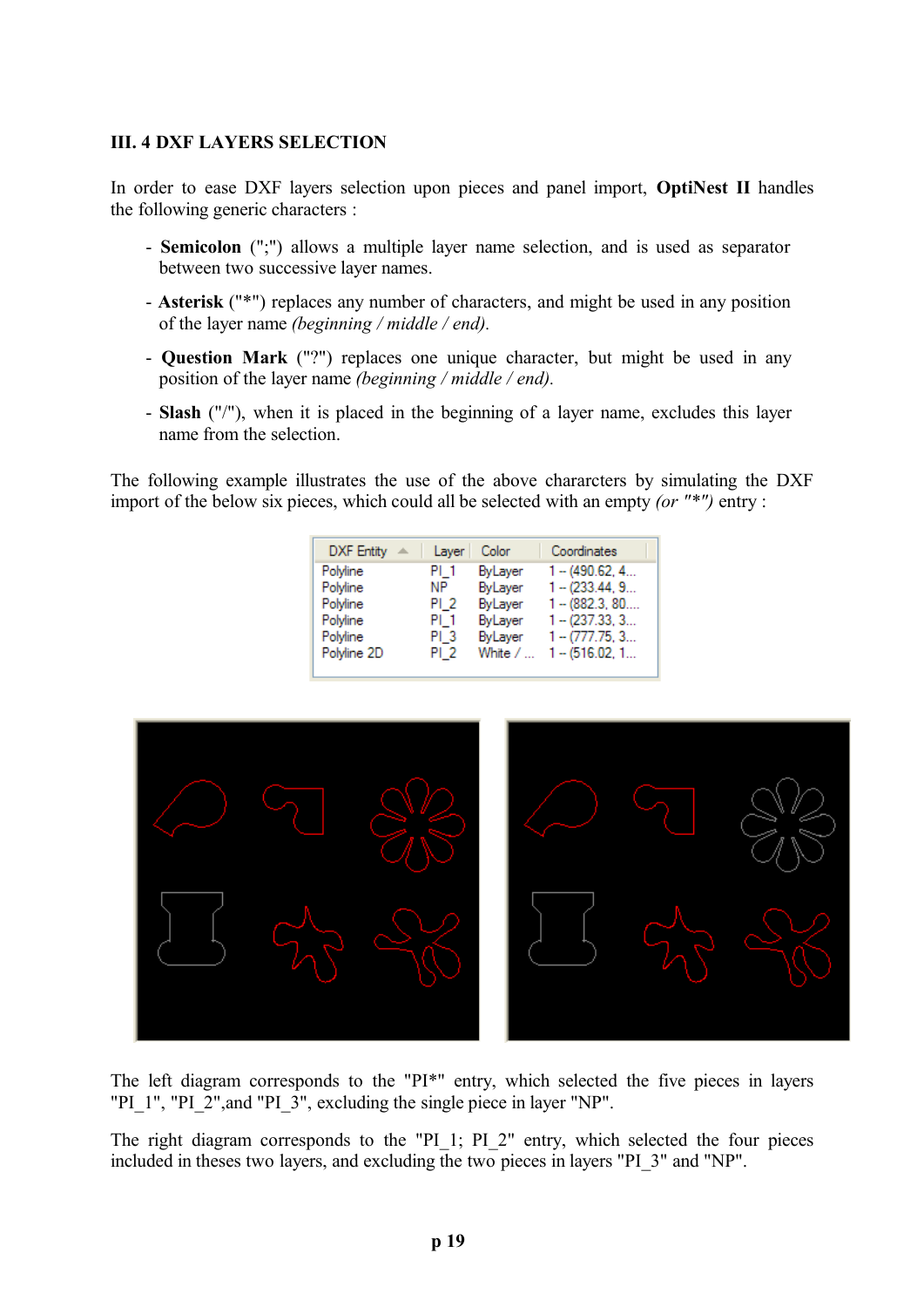### III. 4 DXF LAYERS SELECTION

In order to ease DXF layers selection upon pieces and panel import, **OptiNest II** handles the following generic characters :

- **Semicolon** (";") allows a multiple layer name selection, and is used as separator between two successive layer names.
- **Asterisk** ("*") replaces any number of characters, and might be used in any position of the layer name *(beginning / middle / end).*
- **Question Mark** ("?") replaces one unique character, but might be used in any position of the layer name *(beginning / middle / end).*
- **Slash** ("/"), when it is placed in the beginning of a layer name, excludes this layer name from the selection.

The following example illustrates the use of the above chararcters by simulating the DXF import of the below six pieces, which could all be selected with an empty *(or "*")* entry :

| DXF Entity | Layer | Color | Coordinates |
|---|---|---|---|
| Polyline | PI_1 | ByLayer | 1 -- (490.62, 4... |
| Polyline | NP | ByLayer | 1 -- (233.44, 9... |
| Polyline | PI_2 | ByLayer | 1 -- (882.3, 80.... |
| Polyline | PI_1 | ByLayer | 1 -- (237.33, 3... |
| Polyline | PI_3 | ByLayer | 1 -- (777.75, 3... |
| Polyline 2D | PI_2 | White / ... | 1 -- (516.02, 1... |

The left diagram corresponds to the "PI*" entry, which selected the five pieces in layers "PI_1", "PI_2",and "PI_3", excluding the single piece in layer "NP".

The right diagram corresponds to the "PI_1; PI_2" entry, which selected the four pieces included in theses two layers, and excluding the two pieces in layers "PI_3" and "NP".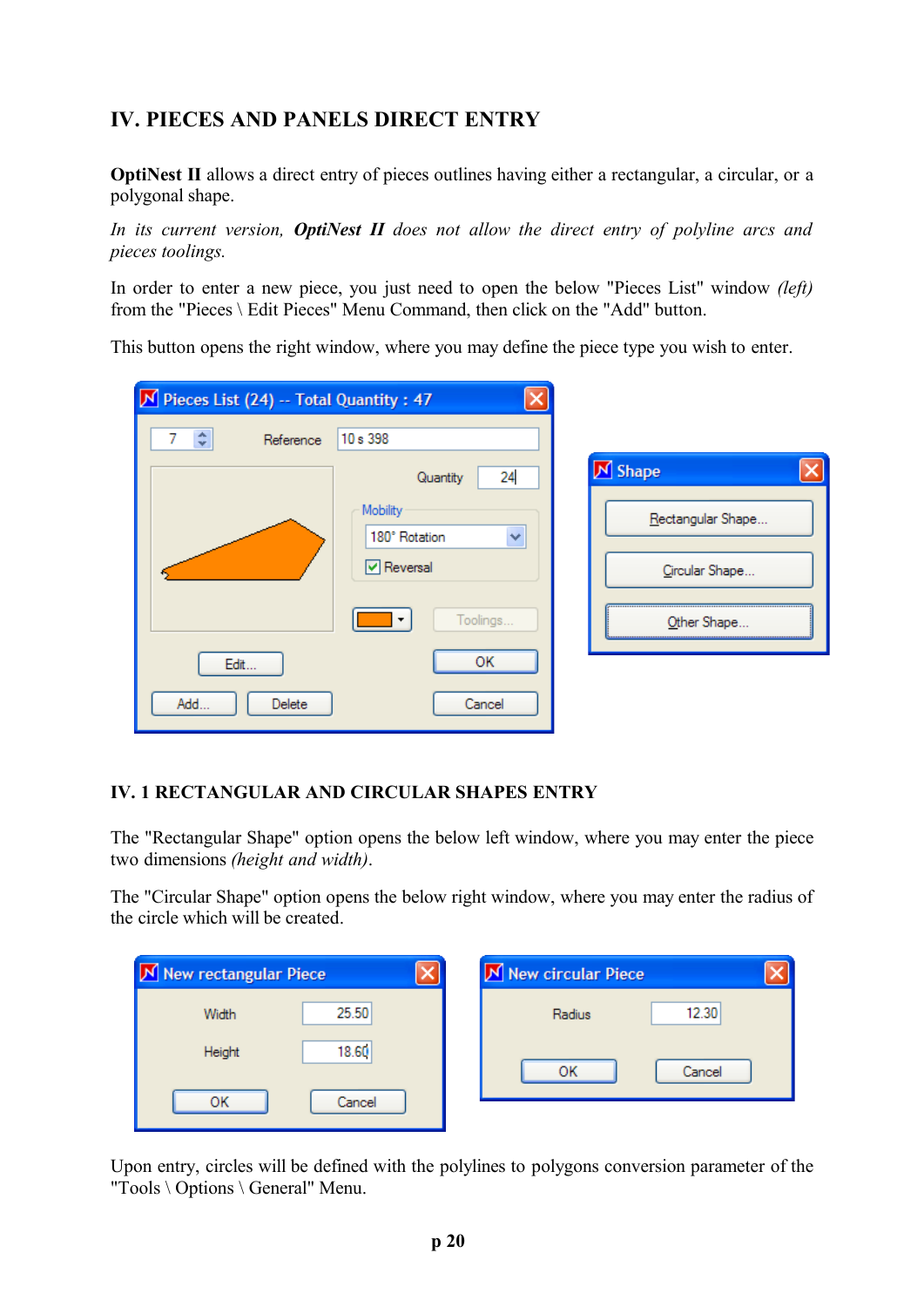## IV. PIECES AND PANELS DIRECT ENTRY

**OptiNest II** allows a direct entry of pieces outlines having either a rectangular, a circular, or a polygonal shape.

*In its current version,* ***OptiNest II*** *does not allow the direct entry of polyline arcs and pieces toolings.*

In order to enter a new piece, you just need to open the below "Pieces List" window *(left)* from the "Pieces \ Edit Pieces" Menu Command, then click on the "Add" button.

This button opens the right window, where you may define the piece type you wish to enter.

### IV. 1 RECTANGULAR AND CIRCULAR SHAPES ENTRY

The "Rectangular Shape" option opens the below left window, where you may enter the piece two dimensions *(height and width)*.

The "Circular Shape" option opens the below right window, where you may enter the radius of the circle which will be created.

Upon entry, circles will be defined with the polylines to polygons conversion parameter of the "Tools \ Options \ General" Menu.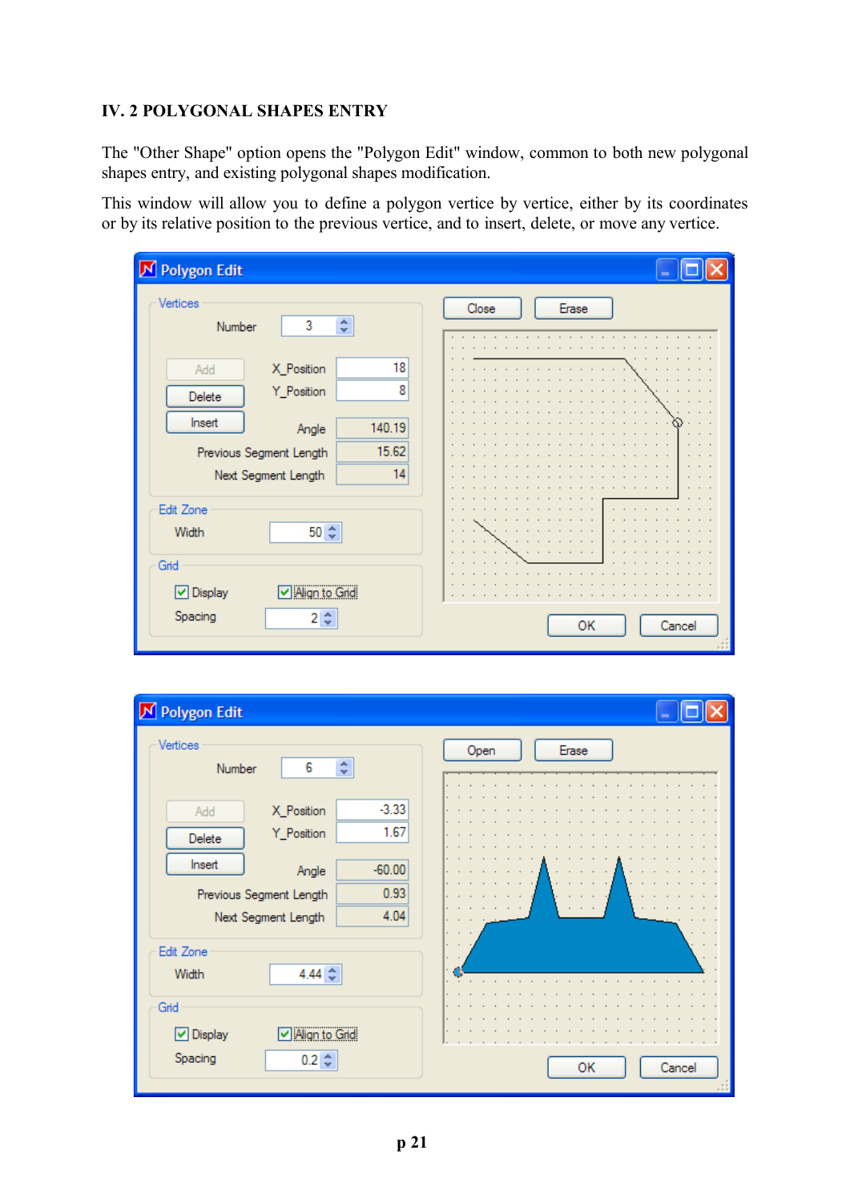### IV. 2 POLYGONAL SHAPES ENTRY

The "Other Shape" option opens the "Polygon Edit" window, common to both new polygonal shapes entry, and existing polygonal shapes modification.

This window will allow you to define a polygon vertice by vertice, either by its coordinates or by its relative position to the previous vertice, and to insert, delete, or move any vertice.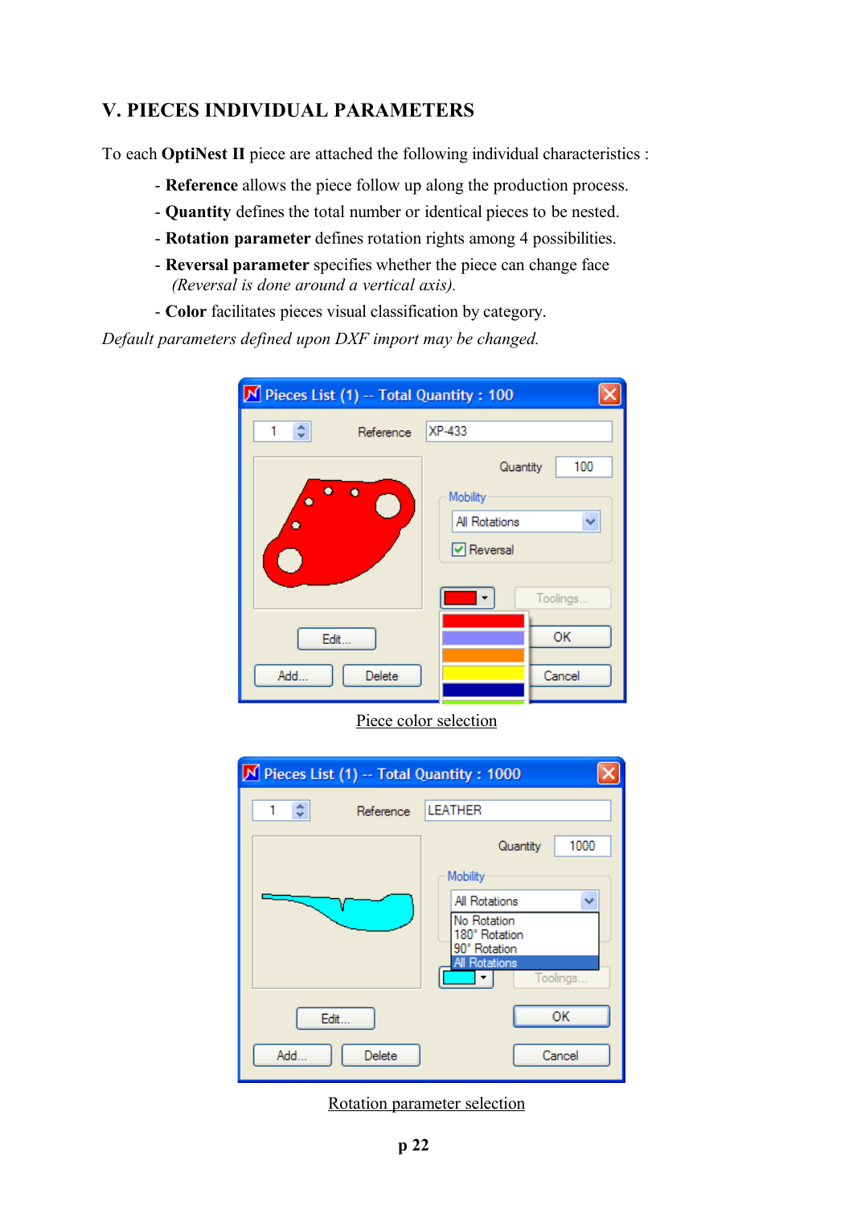## V. PIECES INDIVIDUAL PARAMETERS

To each **OptiNest II** piece are attached the following individual characteristics :

- **Reference** allows the piece follow up along the production process.
- **Quantity** defines the total number or identical pieces to be nested.
- **Rotation parameter** defines rotation rights among 4 possibilities.
- **Reversal parameter** specifies whether the piece can change face *(Reversal is done around a vertical axis).*
- **Color** facilitates pieces visual classification by category.

*Default parameters defined upon DXF import may be changed.*

Piece color selection

Rotation parameter selection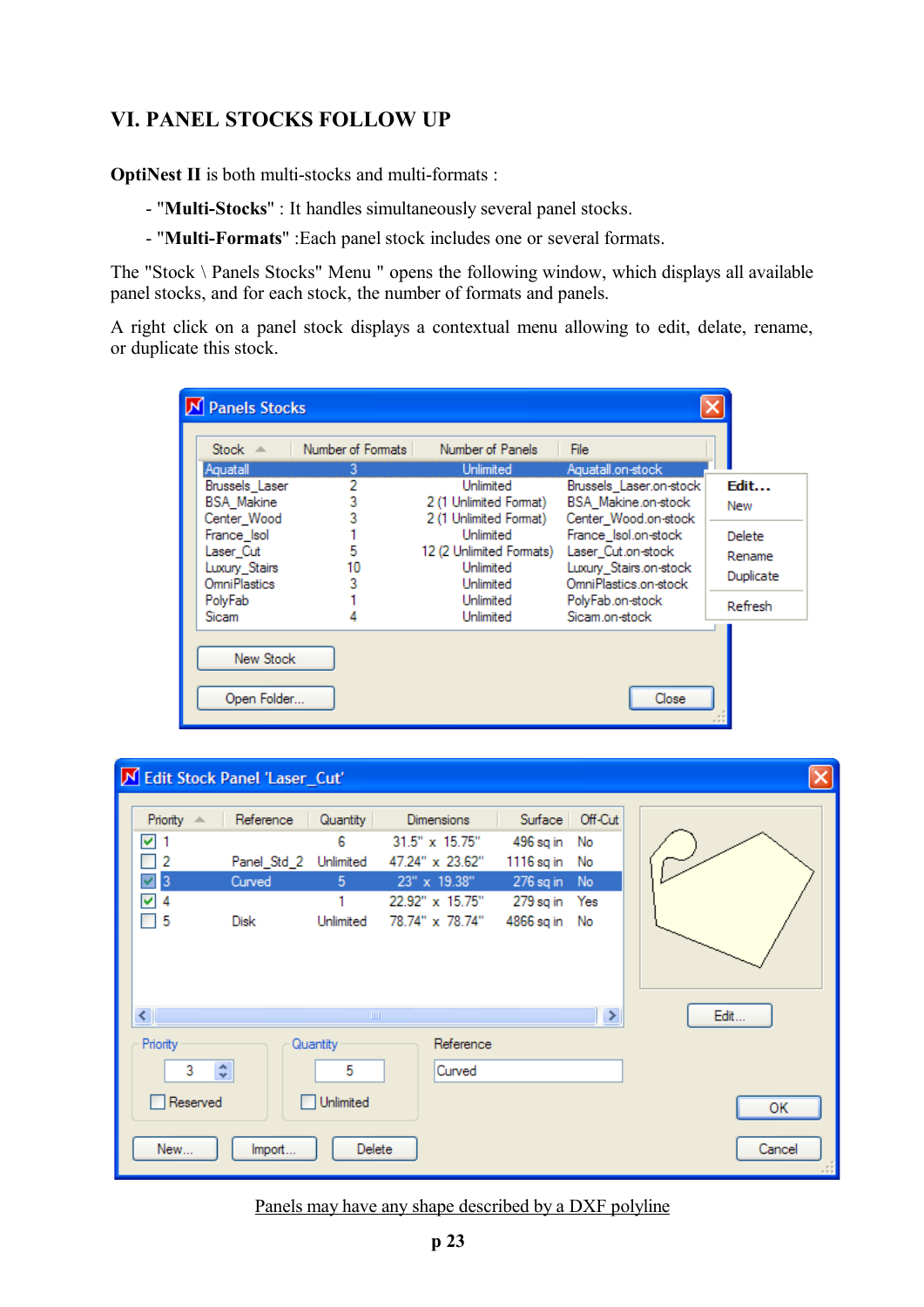# VI. PANEL STOCKS FOLLOW UP

**OptiNest II** is both multi-stocks and multi-formats :

- "**Multi-Stocks**" : It handles simultaneously several panel stocks.
- "**Multi-Formats**" :Each panel stock includes one or several formats.

The "Stock \ Panels Stocks" Menu " opens the following window, which displays all available panel stocks, and for each stock, the number of formats and panels.

A right click on a panel stock displays a contextual menu allowing to edit, delate, rename, or duplicate this stock.

Panels may have any shape described by a DXF polyline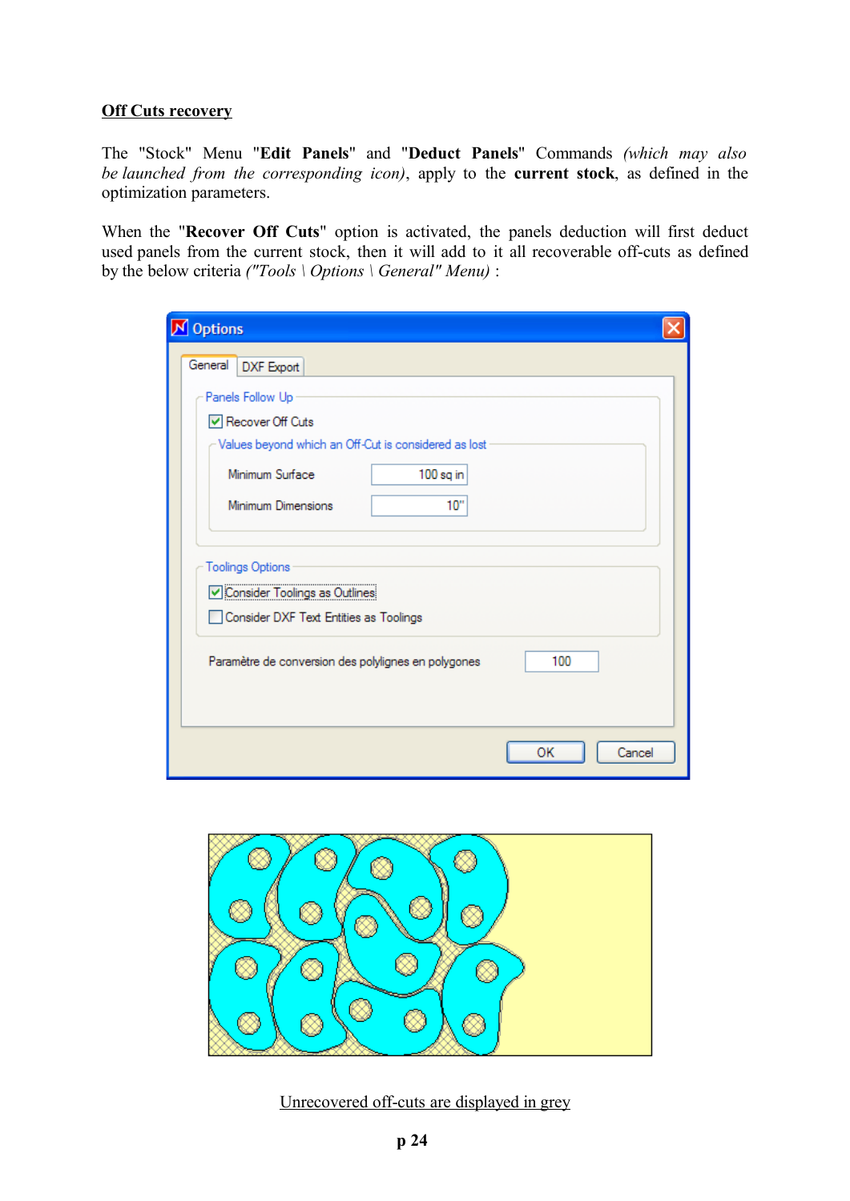## Off Cuts recovery

The "Stock" Menu "**Edit Panels**" and "**Deduct Panels**" Commands *(which may also be launched from the corresponding icon)*, apply to the **current stock**, as defined in the optimization parameters.

When the "**Recover Off Cuts**" option is activated, the panels deduction will first deduct used panels from the current stock, then it will add to it all recoverable off-cuts as defined by the below criteria *("Tools \ Options \ General" Menu)* :

Unrecovered off-cuts are displayed in grey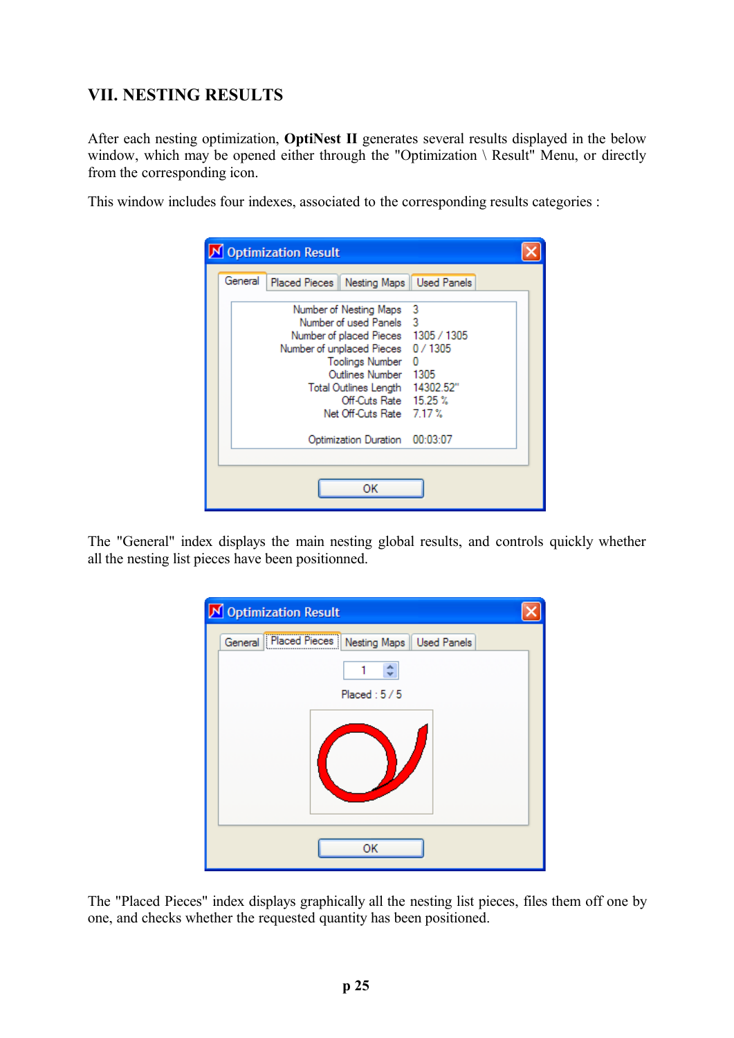## VII. NESTING RESULTS

After each nesting optimization, **OptiNest II** generates several results displayed in the below window, which may be opened either through the "Optimization \ Result" Menu, or directly from the corresponding icon.

This window includes four indexes, associated to the corresponding results categories :

Optimization Result

General | Placed Pieces | Nesting Maps | Used Panels

| | |
|---|---|
| Number of Nesting Maps | 3 |
| Number of used Panels | 3 |
| Number of placed Pieces | 1305 / 1305 |
| Number of unplaced Pieces | 0 / 1305 |
| Toolings Number | 0 |
| Outlines Number | 1305 |
| Total Outlines Length | 14302.52" |
| Off-Cuts Rate | 15.25 % |
| Net Off-Cuts Rate | 7.17 % |
| Optimization Duration | 00:03:07 |

OK

The "General" index displays the main nesting global results, and controls quickly whether all the nesting list pieces have been positionned.

Optimization Result

General | Placed Pieces | Nesting Maps | Used Panels

1

Placed : 5 / 5

OK

The "Placed Pieces" index displays graphically all the nesting list pieces, files them off one by one, and checks whether the requested quantity has been positioned.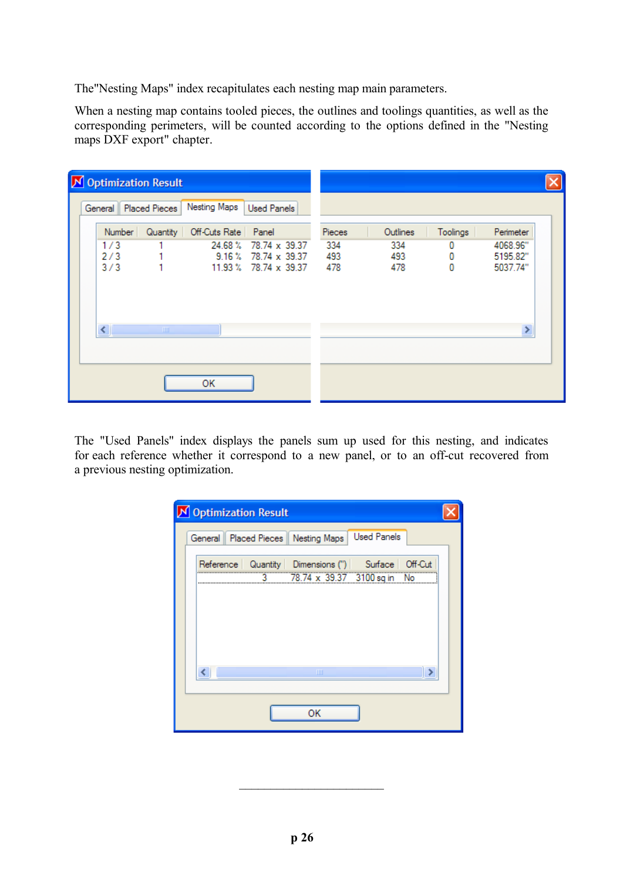The"Nesting Maps" index recapitulates each nesting map main parameters.

When a nesting map contains tooled pieces, the outlines and toolings quantities, as well as the corresponding perimeters, will be counted according to the options defined in the "Nesting maps DXF export" chapter.

**Optimization Result**

General | Placed Pieces | Nesting Maps | Used Panels

| Number | Quantity | Off-Cuts Rate | Panel | Pieces | Outlines | Toolings | Perimeter |
|---|---|---|---|---|---|---|---|
| 1 / 3 | 1 | 24.68 % | 78.74 x 39.37 | 334 | 334 | 0 | 4068.96" |
| 2 / 3 | 1 | 9.16 % | 78.74 x 39.37 | 493 | 493 | 0 | 5195.82" |
| 3 / 3 | 1 | 11.93 % | 78.74 x 39.37 | 478 | 478 | 0 | 5037.74" |

OK

The "Used Panels" index displays the panels sum up used for this nesting, and indicates for each reference whether it correspond to a new panel, or to an off-cut recovered from a previous nesting optimization.

**Optimization Result**

General | Placed Pieces | Nesting Maps | Used Panels

| Reference | Quantity | Dimensions (") | Surface | Off-Cut |
|---|---|---|---|---|
| | 3 | 78.74 x 39.37 | 3100 sq in | No |

OK